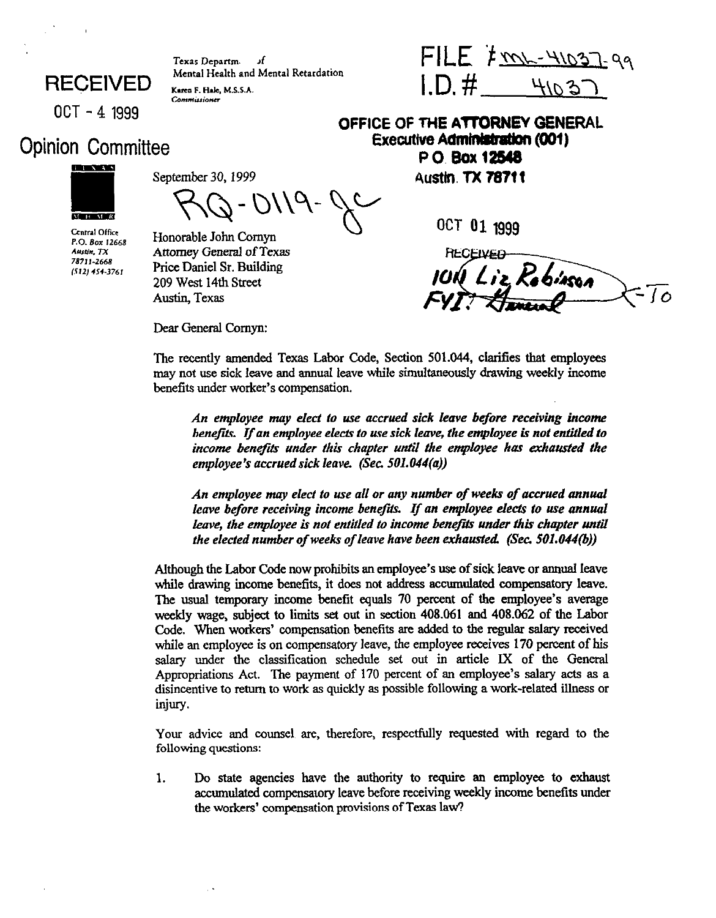Texas Department of Mental Health and Mental Retardation
Karen F. Hale, M.S.S.A.
*Commissioner*

RECEIVED

OCT - 4 1999

Opinion Committee

FILE # ML-41037-99
I.D. # 41037

OFFICE OF THE ATTORNEY GENERAL
Executive Administration (001)
P O Box 12548
Austin, TX 78711

OCT 01 1999

RECEIVED

ION Liz Robinson
FYI: [signature]

To

Central Office
P.O. Box 12668
Austin, TX
78711-2668
(512) 454-3761

September 30, 1999

RQ-0119-JC

Honorable John Cornyn
Attorney General of Texas
Price Daniel Sr. Building
209 West 14th Street
Austin, Texas

Dear General Cornyn:

The recently amended Texas Labor Code, Section 501.044, clarifies that employees may not use sick leave and annual leave while simultaneously drawing weekly income benefits under worker's compensation.

> *An employee may elect to use accrued sick leave before receiving income benefits. If an employee elects to use sick leave, the employee is not entitled to income benefits under this chapter until the employee has exhausted the employee's accrued sick leave. (Sec. 501.044(a))*

> *An employee may elect to use all or any number of weeks of accrued annual leave before receiving income benefits. If an employee elects to use annual leave, the employee is not entitled to income benefits under this chapter until the elected number of weeks of leave have been exhausted. (Sec. 501.044(b))*

Although the Labor Code now prohibits an employee's use of sick leave or annual leave while drawing income benefits, it does not address accumulated compensatory leave. The usual temporary income benefit equals 70 percent of the employee's average weekly wage, subject to limits set out in section 408.061 and 408.062 of the Labor Code. When workers' compensation benefits are added to the regular salary received while an employee is on compensatory leave, the employee receives 170 percent of his salary under the classification schedule set out in article IX of the General Appropriations Act. The payment of 170 percent of an employee's salary acts as a disincentive to return to work as quickly as possible following a work-related illness or injury.

Your advice and counsel are, therefore, respectfully requested with regard to the following questions:

1. Do state agencies have the authority to require an employee to exhaust accumulated compensatory leave before receiving weekly income benefits under the workers' compensation provisions of Texas law?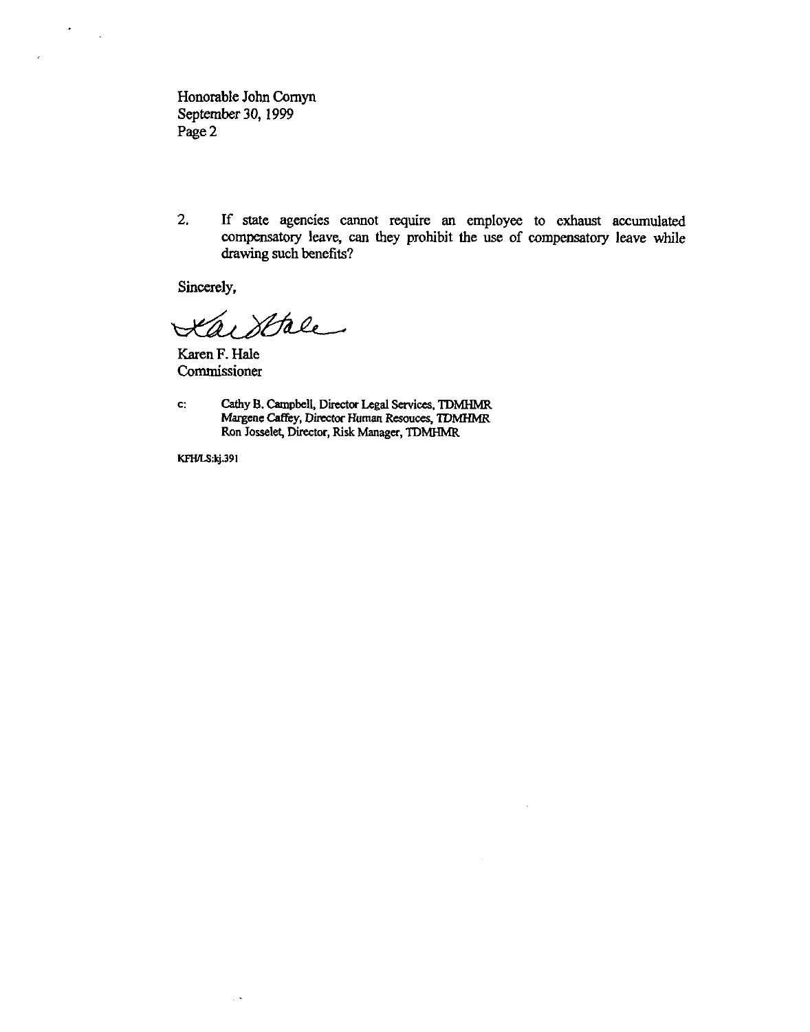Honorable John Cornyn
September 30, 1999
Page 2

2. If state agencies cannot require an employee to exhaust accumulated compensatory leave, can they prohibit the use of compensatory leave while drawing such benefits?

Sincerely,

Karen F. Hale
Commissioner

c: Cathy B. Campbell, Director Legal Services, TDMHMR
Margene Caffey, Director Human Resouces, TDMHMR
Ron Josselet, Director, Risk Manager, TDMHMR

KFH/LS:kj.391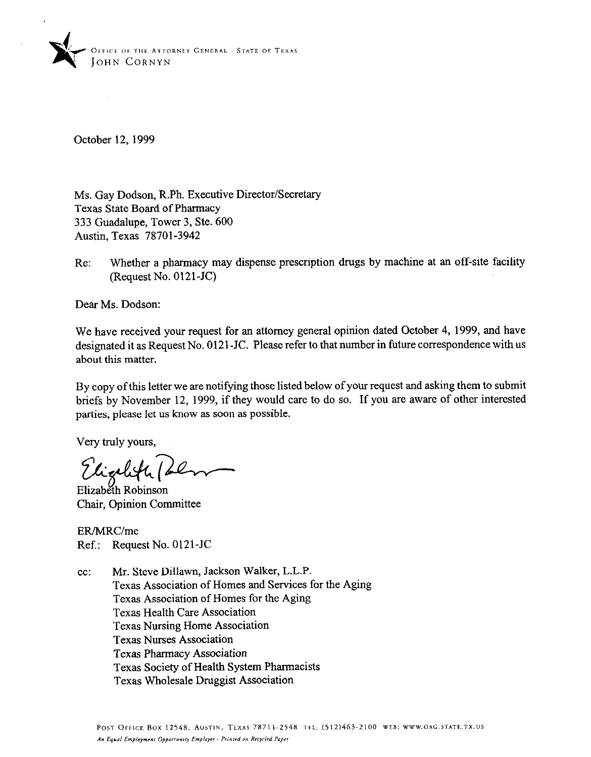Office of the Attorney General - State of Texas
John Cornyn

October 12, 1999

Ms. Gay Dodson, R.Ph. Executive Director/Secretary
Texas State Board of Pharmacy
333 Guadalupe, Tower 3, Ste. 600
Austin, Texas 78701-3942

Re: Whether a pharmacy may dispense prescription drugs by machine at an off-site facility (Request No. 0121-JC)

Dear Ms. Dodson:

We have received your request for an attorney general opinion dated October 4, 1999, and have designated it as Request No. 0121-JC. Please refer to that number in future correspondence with us about this matter.

By copy of this letter we are notifying those listed below of your request and asking them to submit briefs by November 12, 1999, if they would care to do so. If you are aware of other interested parties, please let us know as soon as possible.

Very truly yours,

Elizabeth Robinson
Chair, Opinion Committee

ER/MRC/mc
Ref.: Request No. 0121-JC

cc: Mr. Steve Dillawn, Jackson Walker, L.L.P.
Texas Association of Homes and Services for the Aging
Texas Association of Homes for the Aging
Texas Health Care Association
Texas Nursing Home Association
Texas Nurses Association
Texas Pharmacy Association
Texas Society of Health System Pharmacists
Texas Wholesale Druggist Association

Post Office Box 12548, Austin, Texas 78711-2548 Tel: (512)463-2100 Web: www.oag.state.tx.us
*An Equal Employment Opportunity Employer · Printed on Recycled Paper*